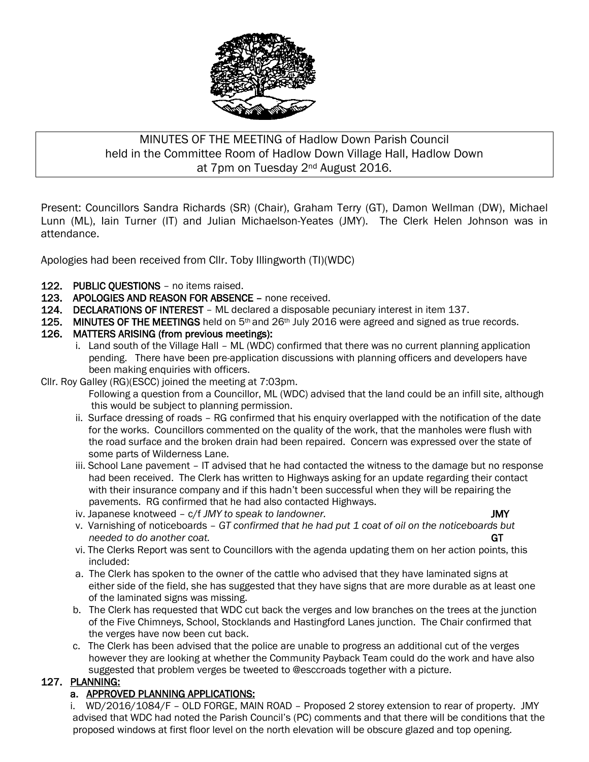MINUTES OF THE MEETING of Hadlow Down Parish Council held in the Committee Room of Hadlow Down Village Hall, Hadlow Down at 7pm on Tuesday 2nd August 2016.

Present: Councillors Sandra Richards (SR) (Chair), Graham Terry (GT), Damon Wellman (DW), Michael Lunn (ML), Iain Turner (IT) and Julian Michaelson-Yeates (JMY). The Clerk Helen Johnson was in attendance.

Apologies had been received from Cllr. Toby Illingworth (TI)(WDC)

**122. PUBLIC QUESTIONS** – no items raised.

**123. APOLOGIES AND REASON FOR ABSENCE** – none received.

**124. DECLARATIONS OF INTEREST** – ML declared a disposable pecuniary interest in item 137.

**125. MINUTES OF THE MEETINGS** held on 5th and 26th July 2016 were agreed and signed as true records.

**126. MATTERS ARISING (from previous meetings):**

i. Land south of the Village Hall – ML (WDC) confirmed that there was no current planning application pending. There have been pre-application discussions with planning officers and developers have been making enquiries with officers.

Cllr. Roy Galley (RG)(ESCC) joined the meeting at 7:03pm.

Following a question from a Councillor, ML (WDC) advised that the land could be an infill site, although this would be subject to planning permission.

ii. Surface dressing of roads – RG confirmed that his enquiry overlapped with the notification of the date for the works. Councillors commented on the quality of the work, that the manholes were flush with the road surface and the broken drain had been repaired. Concern was expressed over the state of some parts of Wilderness Lane.

iii. School Lane pavement – IT advised that he had contacted the witness to the damage but no response had been received. The Clerk has written to Highways asking for an update regarding their contact with their insurance company and if this hadn't been successful when they will be repairing the pavements. RG confirmed that he had also contacted Highways.

iv. Japanese knotweed – c/f *JMY to speak to landowner.* **JMY**

v. Varnishing of noticeboards – *GT confirmed that he had put 1 coat of oil on the noticeboards but needed to do another coat.* **GT**

vi. The Clerks Report was sent to Councillors with the agenda updating them on her action points, this included:

a. The Clerk has spoken to the owner of the cattle who advised that they have laminated signs at either side of the field, she has suggested that they have signs that are more durable as at least one of the laminated signs was missing.

b. The Clerk has requested that WDC cut back the verges and low branches on the trees at the junction of the Five Chimneys, School, Stocklands and Hastingford Lanes junction. The Chair confirmed that the verges have now been cut back.

c. The Clerk has been advised that the police are unable to progress an additional cut of the verges however they are looking at whether the Community Payback Team could do the work and have also suggested that problem verges be tweeted to @esccroads together with a picture.

**127. PLANNING:**

**a. APPROVED PLANNING APPLICATIONS:**

i. WD/2016/1084/F – OLD FORGE, MAIN ROAD – Proposed 2 storey extension to rear of property. JMY advised that WDC had noted the Parish Council's (PC) comments and that there will be conditions that the proposed windows at first floor level on the north elevation will be obscure glazed and top opening.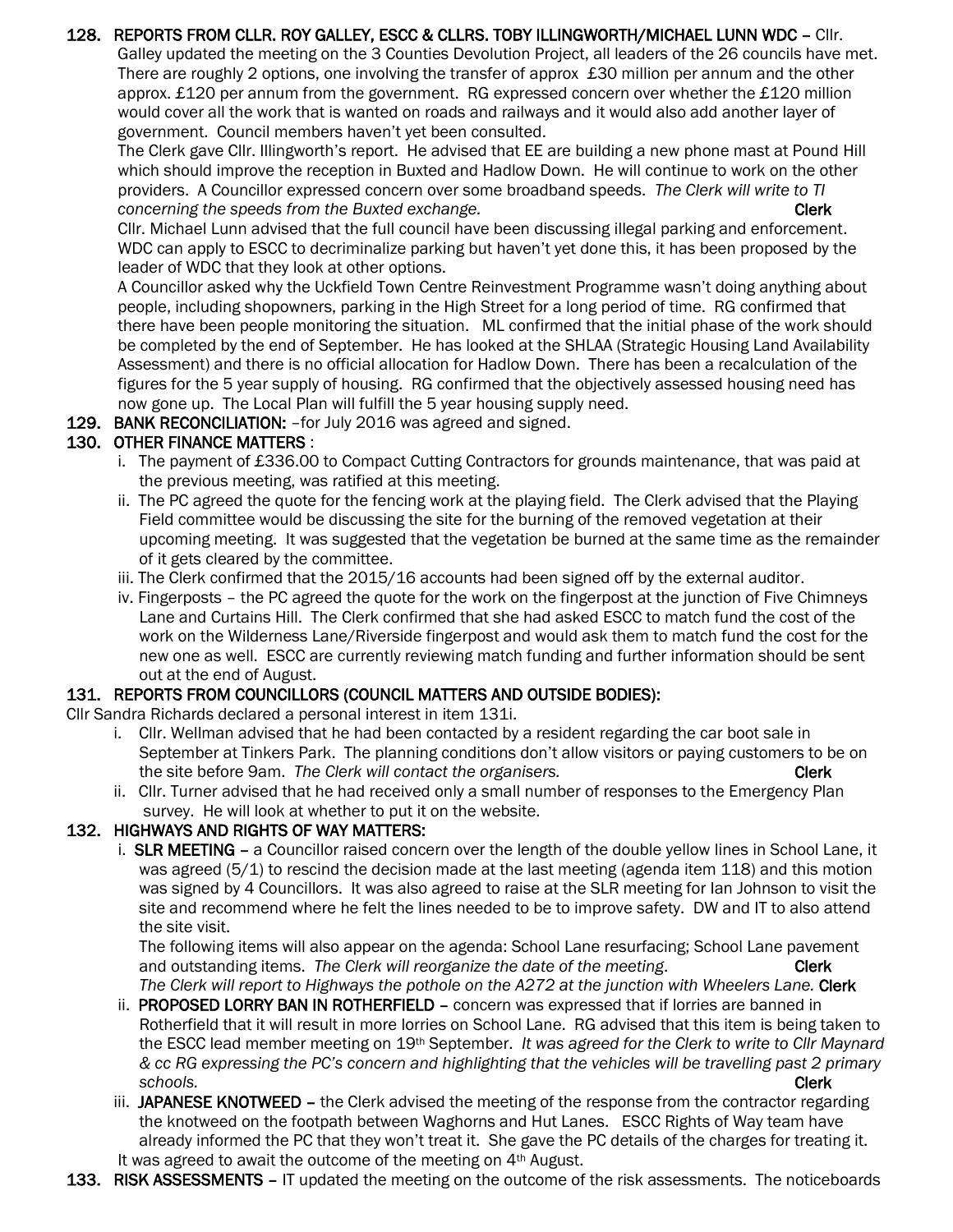**128. REPORTS FROM CLLR. ROY GALLEY, ESCC & CLLRS. TOBY ILLINGWORTH/MICHAEL LUNN WDC** – Cllr. Galley updated the meeting on the 3 Counties Devolution Project, all leaders of the 26 councils have met. There are roughly 2 options, one involving the transfer of approx £30 million per annum and the other approx. £120 per annum from the government. RG expressed concern over whether the £120 million would cover all the work that is wanted on roads and railways and it would also add another layer of government. Council members haven't yet been consulted.

The Clerk gave Cllr. Illingworth's report. He advised that EE are building a new phone mast at Pound Hill which should improve the reception in Buxted and Hadlow Down. He will continue to work on the other providers. A Councillor expressed concern over some broadband speeds. *The Clerk will write to TI concerning the speeds from the Buxted exchange.* **Clerk**

Cllr. Michael Lunn advised that the full council have been discussing illegal parking and enforcement. WDC can apply to ESCC to decriminalize parking but haven't yet done this, it has been proposed by the leader of WDC that they look at other options.

A Councillor asked why the Uckfield Town Centre Reinvestment Programme wasn't doing anything about people, including shopowners, parking in the High Street for a long period of time. RG confirmed that there have been people monitoring the situation. ML confirmed that the initial phase of the work should be completed by the end of September. He has looked at the SHLAA (Strategic Housing Land Availability Assessment) and there is no official allocation for Hadlow Down. There has been a recalculation of the figures for the 5 year supply of housing. RG confirmed that the objectively assessed housing need has now gone up. The Local Plan will fulfill the 5 year housing supply need.

**129. BANK RECONCILIATION:** –for July 2016 was agreed and signed.

**130. OTHER FINANCE MATTERS** :

i. The payment of £336.00 to Compact Cutting Contractors for grounds maintenance, that was paid at the previous meeting, was ratified at this meeting.

ii. The PC agreed the quote for the fencing work at the playing field. The Clerk advised that the Playing Field committee would be discussing the site for the burning of the removed vegetation at their upcoming meeting. It was suggested that the vegetation be burned at the same time as the remainder of it gets cleared by the committee.

iii. The Clerk confirmed that the 2015/16 accounts had been signed off by the external auditor.

iv. Fingerposts – the PC agreed the quote for the work on the fingerpost at the junction of Five Chimneys Lane and Curtains Hill. The Clerk confirmed that she had asked ESCC to match fund the cost of the work on the Wilderness Lane/Riverside fingerpost and would ask them to match fund the cost for the new one as well. ESCC are currently reviewing match funding and further information should be sent out at the end of August.

**131. REPORTS FROM COUNCILLORS (COUNCIL MATTERS AND OUTSIDE BODIES):**

Cllr Sandra Richards declared a personal interest in item 131i.

i. Cllr. Wellman advised that he had been contacted by a resident regarding the car boot sale in September at Tinkers Park. The planning conditions don't allow visitors or paying customers to be on the site before 9am. *The Clerk will contact the organisers.* **Clerk**

ii. Cllr. Turner advised that he had received only a small number of responses to the Emergency Plan survey. He will look at whether to put it on the website.

**132. HIGHWAYS AND RIGHTS OF WAY MATTERS:**

i. **SLR MEETING** – a Councillor raised concern over the length of the double yellow lines in School Lane, it was agreed (5/1) to rescind the decision made at the last meeting (agenda item 118) and this motion was signed by 4 Councillors. It was also agreed to raise at the SLR meeting for Ian Johnson to visit the site and recommend where he felt the lines needed to be to improve safety. DW and IT to also attend the site visit.

The following items will also appear on the agenda: School Lane resurfacing; School Lane pavement and outstanding items. *The Clerk will reorganize the date of the meeting.* **Clerk**

*The Clerk will report to Highways the pothole on the A272 at the junction with Wheelers Lane.* **Clerk**

ii. **PROPOSED LORRY BAN IN ROTHERFIELD** – concern was expressed that if lorries are banned in Rotherfield that it will result in more lorries on School Lane. RG advised that this item is being taken to the ESCC lead member meeting on 19th September. *It was agreed for the Clerk to write to Cllr Maynard & cc RG expressing the PC's concern and highlighting that the vehicles will be travelling past 2 primary schools.* **Clerk**

iii. **JAPANESE KNOTWEED** – the Clerk advised the meeting of the response from the contractor regarding the knotweed on the footpath between Waghorns and Hut Lanes. ESCC Rights of Way team have already informed the PC that they won't treat it. She gave the PC details of the charges for treating it. It was agreed to await the outcome of the meeting on 4th August.

**133. RISK ASSESSMENTS** – IT updated the meeting on the outcome of the risk assessments. The noticeboards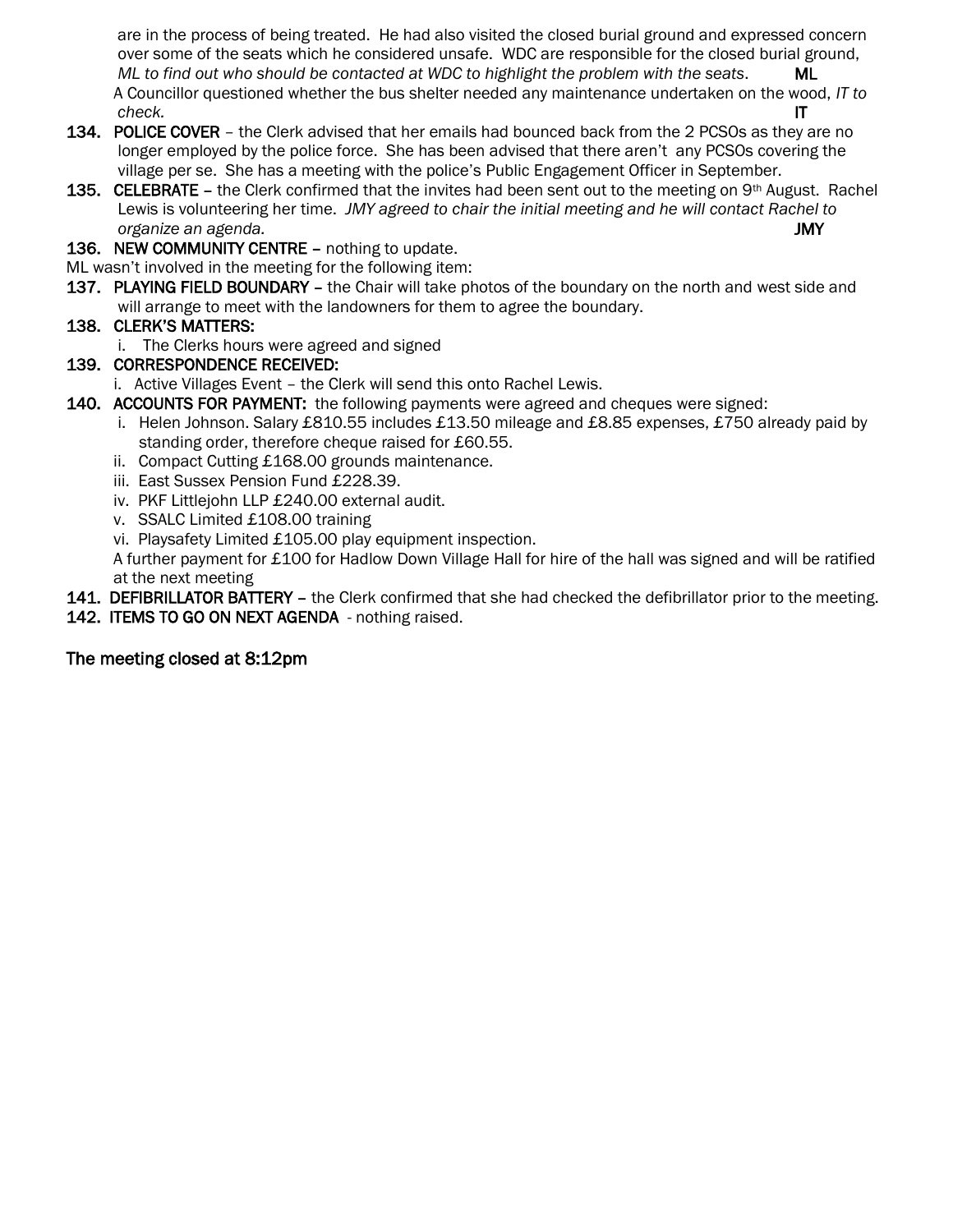are in the process of being treated. He had also visited the closed burial ground and expressed concern over some of the seats which he considered unsafe. WDC are responsible for the closed burial ground, *ML to find out who should be contacted at WDC to highlight the problem with the seats*. **ML**

A Councillor questioned whether the bus shelter needed any maintenance undertaken on the wood, *IT to check.* **IT**

**134. POLICE COVER** – the Clerk advised that her emails had bounced back from the 2 PCSOs as they are no longer employed by the police force. She has been advised that there aren't any PCSOs covering the village per se. She has a meeting with the police's Public Engagement Officer in September.

**135. CELEBRATE** – the Clerk confirmed that the invites had been sent out to the meeting on 9th August. Rachel Lewis is volunteering her time. *JMY agreed to chair the initial meeting and he will contact Rachel to organize an agenda.* **JMY**

**136. NEW COMMUNITY CENTRE** – nothing to update.

ML wasn't involved in the meeting for the following item:

**137. PLAYING FIELD BOUNDARY** – the Chair will take photos of the boundary on the north and west side and will arrange to meet with the landowners for them to agree the boundary.

**138. CLERK'S MATTERS:**

i. The Clerks hours were agreed and signed

**139. CORRESPONDENCE RECEIVED:**

i. Active Villages Event – the Clerk will send this onto Rachel Lewis.

**140. ACCOUNTS FOR PAYMENT:** the following payments were agreed and cheques were signed:

i. Helen Johnson. Salary £810.55 includes £13.50 mileage and £8.85 expenses, £750 already paid by standing order, therefore cheque raised for £60.55.
ii. Compact Cutting £168.00 grounds maintenance.
iii. East Sussex Pension Fund £228.39.
iv. PKF Littlejohn LLP £240.00 external audit.
v. SSALC Limited £108.00 training
vi. Playsafety Limited £105.00 play equipment inspection.

A further payment for £100 for Hadlow Down Village Hall for hire of the hall was signed and will be ratified at the next meeting

**141. DEFIBRILLATOR BATTERY** – the Clerk confirmed that she had checked the defibrillator prior to the meeting.

**142. ITEMS TO GO ON NEXT AGENDA** - nothing raised.

**The meeting closed at 8:12pm**